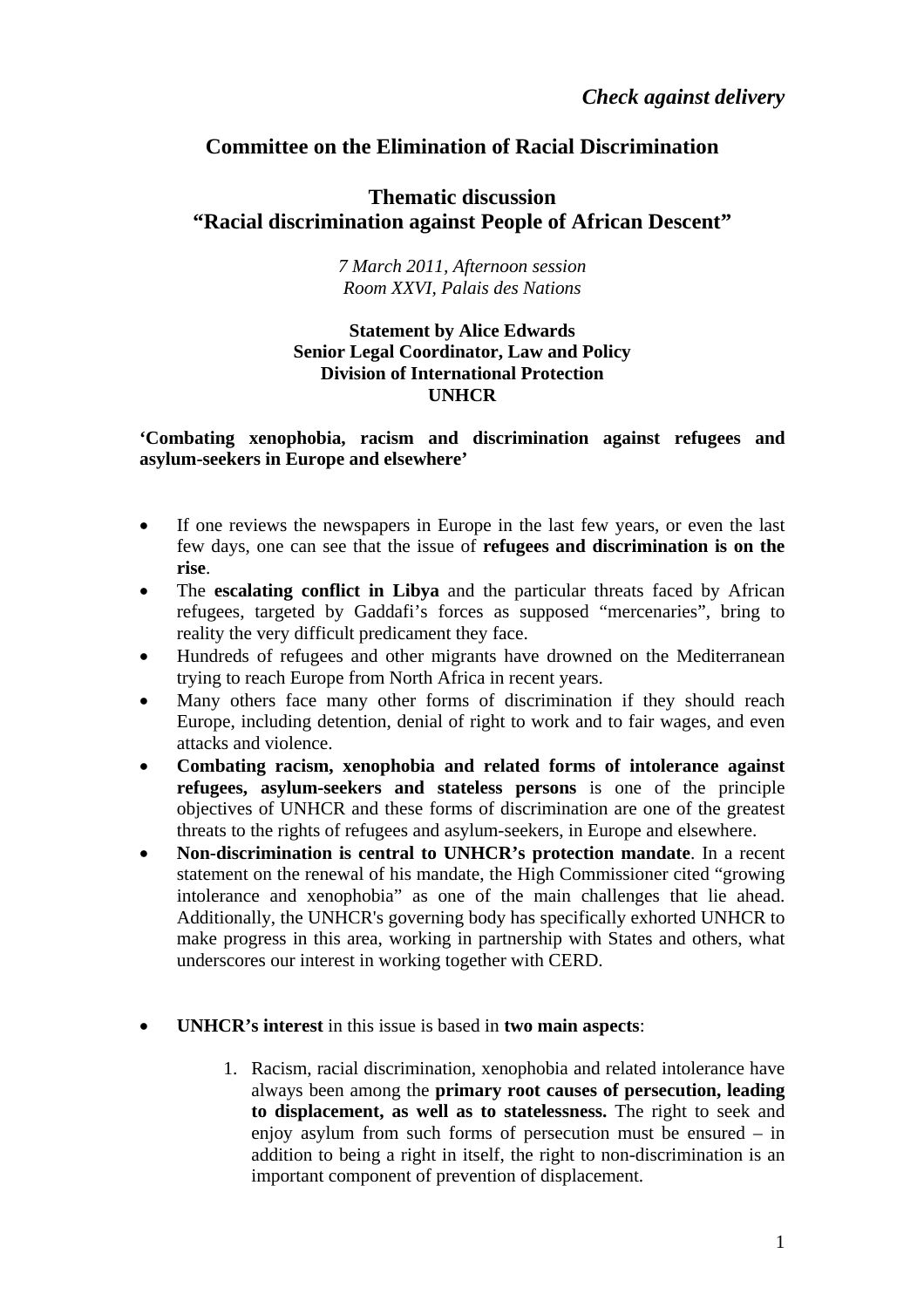*Check against delivery*

# Committee on the Elimination of Racial Discrimination

## Thematic discussion
## "Racial discrimination against People of African Descent"

*7 March 2011, Afternoon session*
*Room XXVI, Palais des Nations*

**Statement by Alice Edwards**
**Senior Legal Coordinator, Law and Policy**
**Division of International Protection**
**UNHCR**

**'Combating xenophobia, racism and discrimination against refugees and asylum-seekers in Europe and elsewhere'**

- If one reviews the newspapers in Europe in the last few years, or even the last few days, one can see that the issue of **refugees and discrimination is on the rise**.
- The **escalating conflict in Libya** and the particular threats faced by African refugees, targeted by Gaddafi's forces as supposed "mercenaries", bring to reality the very difficult predicament they face.
- Hundreds of refugees and other migrants have drowned on the Mediterranean trying to reach Europe from North Africa in recent years.
- Many others face many other forms of discrimination if they should reach Europe, including detention, denial of right to work and to fair wages, and even attacks and violence.
- **Combating racism, xenophobia and related forms of intolerance against refugees, asylum-seekers and stateless persons** is one of the principle objectives of UNHCR and these forms of discrimination are one of the greatest threats to the rights of refugees and asylum-seekers, in Europe and elsewhere.
- **Non-discrimination is central to UNHCR's protection mandate**. In a recent statement on the renewal of his mandate, the High Commissioner cited "growing intolerance and xenophobia" as one of the main challenges that lie ahead. Additionally, the UNHCR's governing body has specifically exhorted UNHCR to make progress in this area, working in partnership with States and others, what underscores our interest in working together with CERD.

- **UNHCR's interest** in this issue is based in **two main aspects**:

    1. Racism, racial discrimination, xenophobia and related intolerance have always been among the **primary root causes of persecution, leading to displacement, as well as to statelessness.** The right to seek and enjoy asylum from such forms of persecution must be ensured – in addition to being a right in itself, the right to non-discrimination is an important component of prevention of displacement.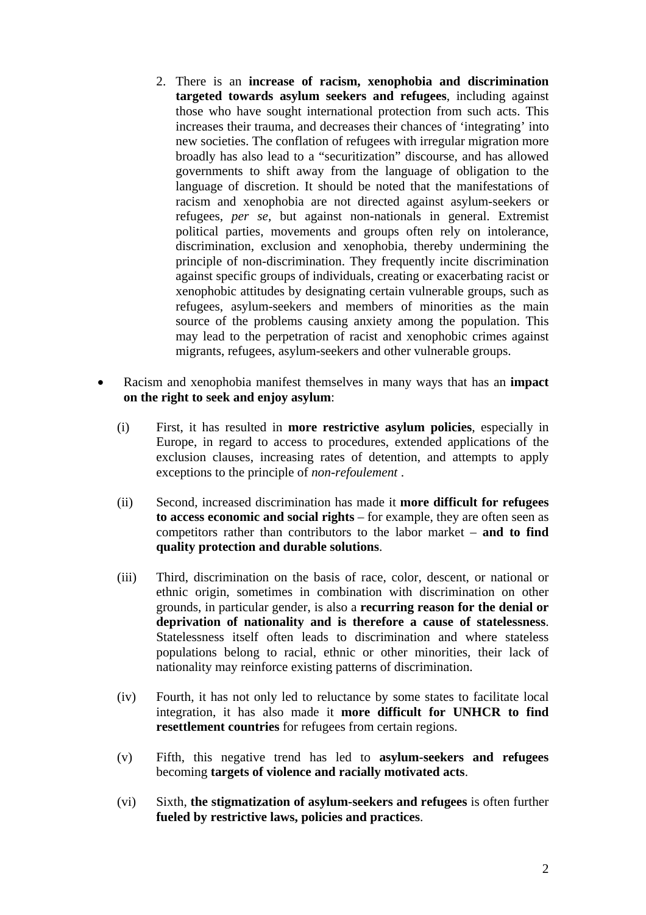2. There is an **increase of racism, xenophobia and discrimination targeted towards asylum seekers and refugees**, including against those who have sought international protection from such acts. This increases their trauma, and decreases their chances of 'integrating' into new societies. The conflation of refugees with irregular migration more broadly has also lead to a "securitization" discourse, and has allowed governments to shift away from the language of obligation to the language of discretion. It should be noted that the manifestations of racism and xenophobia are not directed against asylum-seekers or refugees, *per se*, but against non-nationals in general. Extremist political parties, movements and groups often rely on intolerance, discrimination, exclusion and xenophobia, thereby undermining the principle of non-discrimination. They frequently incite discrimination against specific groups of individuals, creating or exacerbating racist or xenophobic attitudes by designating certain vulnerable groups, such as refugees, asylum-seekers and members of minorities as the main source of the problems causing anxiety among the population. This may lead to the perpetration of racist and xenophobic crimes against migrants, refugees, asylum-seekers and other vulnerable groups.

- Racism and xenophobia manifest themselves in many ways that has an **impact on the right to seek and enjoy asylum**:

  (i) First, it has resulted in **more restrictive asylum policies**, especially in Europe, in regard to access to procedures, extended applications of the exclusion clauses, increasing rates of detention, and attempts to apply exceptions to the principle of *non-refoulement* .

  (ii) Second, increased discrimination has made it **more difficult for refugees to access economic and social rights** – for example, they are often seen as competitors rather than contributors to the labor market – **and to find quality protection and durable solutions**.

  (iii) Third, discrimination on the basis of race, color, descent, or national or ethnic origin, sometimes in combination with discrimination on other grounds, in particular gender, is also a **recurring reason for the denial or deprivation of nationality and is therefore a cause of statelessness**. Statelessness itself often leads to discrimination and where stateless populations belong to racial, ethnic or other minorities, their lack of nationality may reinforce existing patterns of discrimination.

  (iv) Fourth, it has not only led to reluctance by some states to facilitate local integration, it has also made it **more difficult for UNHCR to find resettlement countries** for refugees from certain regions.

  (v) Fifth, this negative trend has led to **asylum-seekers and refugees** becoming **targets of violence and racially motivated acts**.

  (vi) Sixth, **the stigmatization of asylum-seekers and refugees** is often further **fueled by restrictive laws, policies and practices**.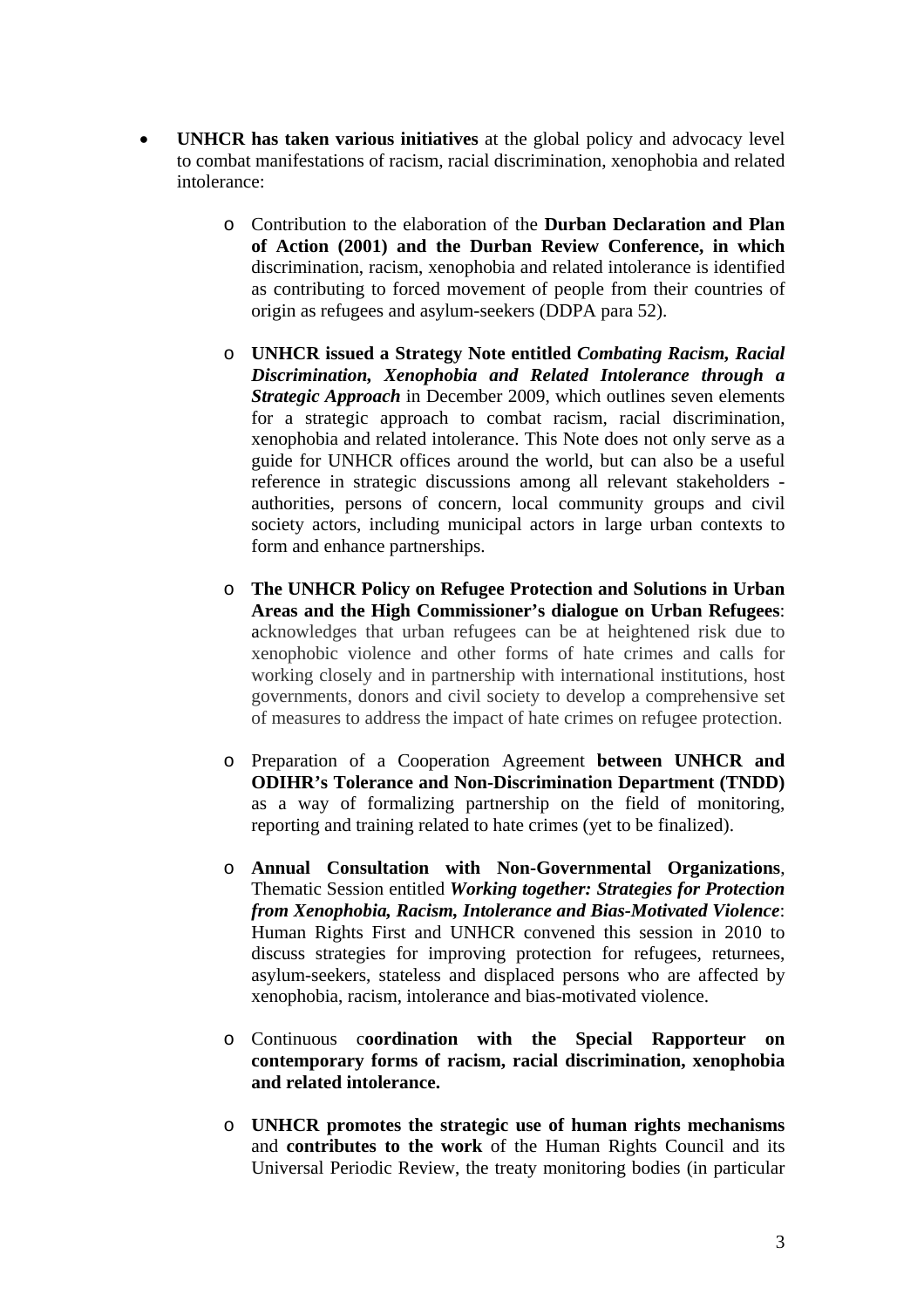- **UNHCR has taken various initiatives** at the global policy and advocacy level to combat manifestations of racism, racial discrimination, xenophobia and related intolerance:

    - Contribution to the elaboration of the **Durban Declaration and Plan of Action (2001) and the Durban Review Conference, in which** discrimination, racism, xenophobia and related intolerance is identified as contributing to forced movement of people from their countries of origin as refugees and asylum-seekers (DDPA para 52).

    - **UNHCR issued a Strategy Note entitled *Combating Racism, Racial Discrimination, Xenophobia and Related Intolerance through a Strategic Approach*** in December 2009, which outlines seven elements for a strategic approach to combat racism, racial discrimination, xenophobia and related intolerance. This Note does not only serve as a guide for UNHCR offices around the world, but can also be a useful reference in strategic discussions among all relevant stakeholders - authorities, persons of concern, local community groups and civil society actors, including municipal actors in large urban contexts to form and enhance partnerships.

    - **The UNHCR Policy on Refugee Protection and Solutions in Urban Areas and the High Commissioner's dialogue on Urban Refugees**: acknowledges that urban refugees can be at heightened risk due to xenophobic violence and other forms of hate crimes and calls for working closely and in partnership with international institutions, host governments, donors and civil society to develop a comprehensive set of measures to address the impact of hate crimes on refugee protection.

    - Preparation of a Cooperation Agreement **between UNHCR and ODIHR's Tolerance and Non-Discrimination Department (TNDD)** as a way of formalizing partnership on the field of monitoring, reporting and training related to hate crimes (yet to be finalized).

    - **Annual Consultation with Non-Governmental Organizations**, Thematic Session entitled ***Working together: Strategies for Protection from Xenophobia, Racism, Intolerance and Bias-Motivated Violence***: Human Rights First and UNHCR convened this session in 2010 to discuss strategies for improving protection for refugees, returnees, asylum-seekers, stateless and displaced persons who are affected by xenophobia, racism, intolerance and bias-motivated violence.

    - Continuous c**oordination with the Special Rapporteur on contemporary forms of racism, racial discrimination, xenophobia and related intolerance.**

    - **UNHCR promotes the strategic use of human rights mechanisms** and **contributes to the work** of the Human Rights Council and its Universal Periodic Review, the treaty monitoring bodies (in particular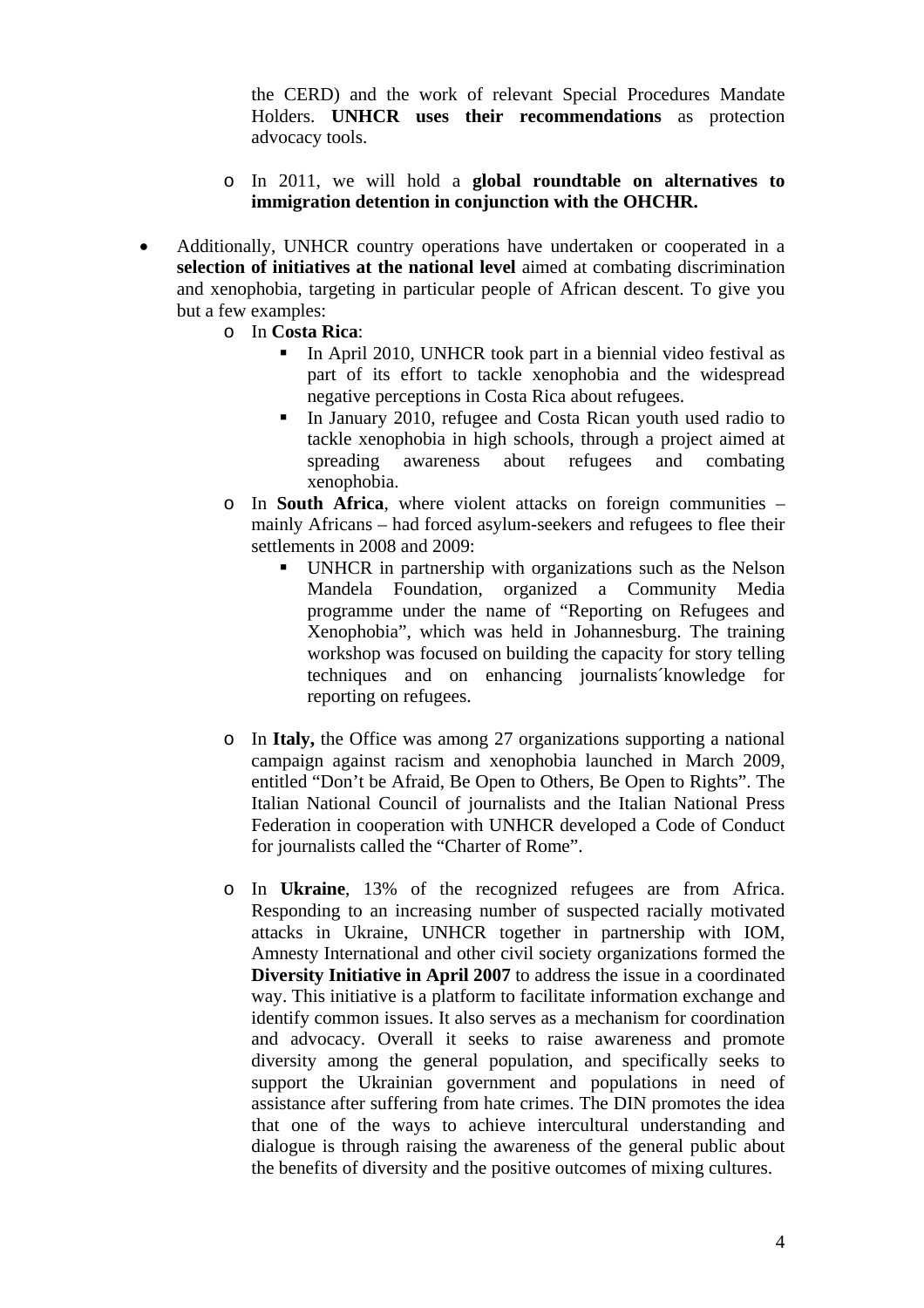the CERD) and the work of relevant Special Procedures Mandate Holders. **UNHCR uses their recommendations** as protection advocacy tools.

  - In 2011, we will hold a **global roundtable on alternatives to immigration detention in conjunction with the OHCHR.**

- Additionally, UNHCR country operations have undertaken or cooperated in a **selection of initiatives at the national level** aimed at combating discrimination and xenophobia, targeting in particular people of African descent. To give you but a few examples:
  - In **Costa Rica**:
    - In April 2010, UNHCR took part in a biennial video festival as part of its effort to tackle xenophobia and the widespread negative perceptions in Costa Rica about refugees.
    - In January 2010, refugee and Costa Rican youth used radio to tackle xenophobia in high schools, through a project aimed at spreading awareness about refugees and combating xenophobia.
  - In **South Africa**, where violent attacks on foreign communities – mainly Africans – had forced asylum-seekers and refugees to flee their settlements in 2008 and 2009:
    - UNHCR in partnership with organizations such as the Nelson Mandela Foundation, organized a Community Media programme under the name of "Reporting on Refugees and Xenophobia", which was held in Johannesburg. The training workshop was focused on building the capacity for story telling techniques and on enhancing journalists´knowledge for reporting on refugees.

  - In **Italy,** the Office was among 27 organizations supporting a national campaign against racism and xenophobia launched in March 2009, entitled "Don't be Afraid, Be Open to Others, Be Open to Rights". The Italian National Council of journalists and the Italian National Press Federation in cooperation with UNHCR developed a Code of Conduct for journalists called the "Charter of Rome".

  - In **Ukraine**, 13% of the recognized refugees are from Africa. Responding to an increasing number of suspected racially motivated attacks in Ukraine, UNHCR together in partnership with IOM, Amnesty International and other civil society organizations formed the **Diversity Initiative in April 2007** to address the issue in a coordinated way. This initiative is a platform to facilitate information exchange and identify common issues. It also serves as a mechanism for coordination and advocacy. Overall it seeks to raise awareness and promote diversity among the general population, and specifically seeks to support the Ukrainian government and populations in need of assistance after suffering from hate crimes. The DIN promotes the idea that one of the ways to achieve intercultural understanding and dialogue is through raising the awareness of the general public about the benefits of diversity and the positive outcomes of mixing cultures.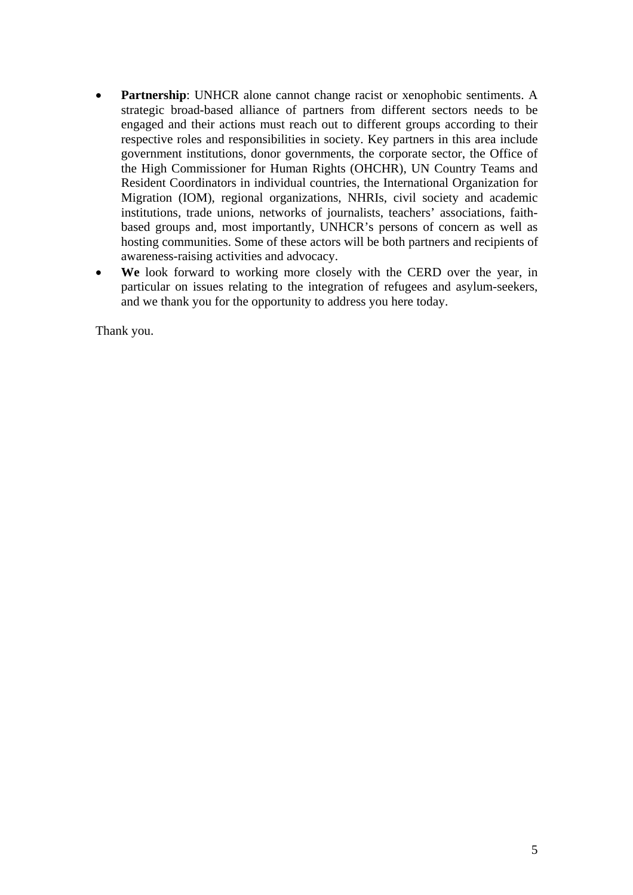- **Partnership**: UNHCR alone cannot change racist or xenophobic sentiments. A strategic broad-based alliance of partners from different sectors needs to be engaged and their actions must reach out to different groups according to their respective roles and responsibilities in society. Key partners in this area include government institutions, donor governments, the corporate sector, the Office of the High Commissioner for Human Rights (OHCHR), UN Country Teams and Resident Coordinators in individual countries, the International Organization for Migration (IOM), regional organizations, NHRIs, civil society and academic institutions, trade unions, networks of journalists, teachers' associations, faith-based groups and, most importantly, UNHCR's persons of concern as well as hosting communities. Some of these actors will be both partners and recipients of awareness-raising activities and advocacy.
- **We** look forward to working more closely with the CERD over the year, in particular on issues relating to the integration of refugees and asylum-seekers, and we thank you for the opportunity to address you here today.

Thank you.